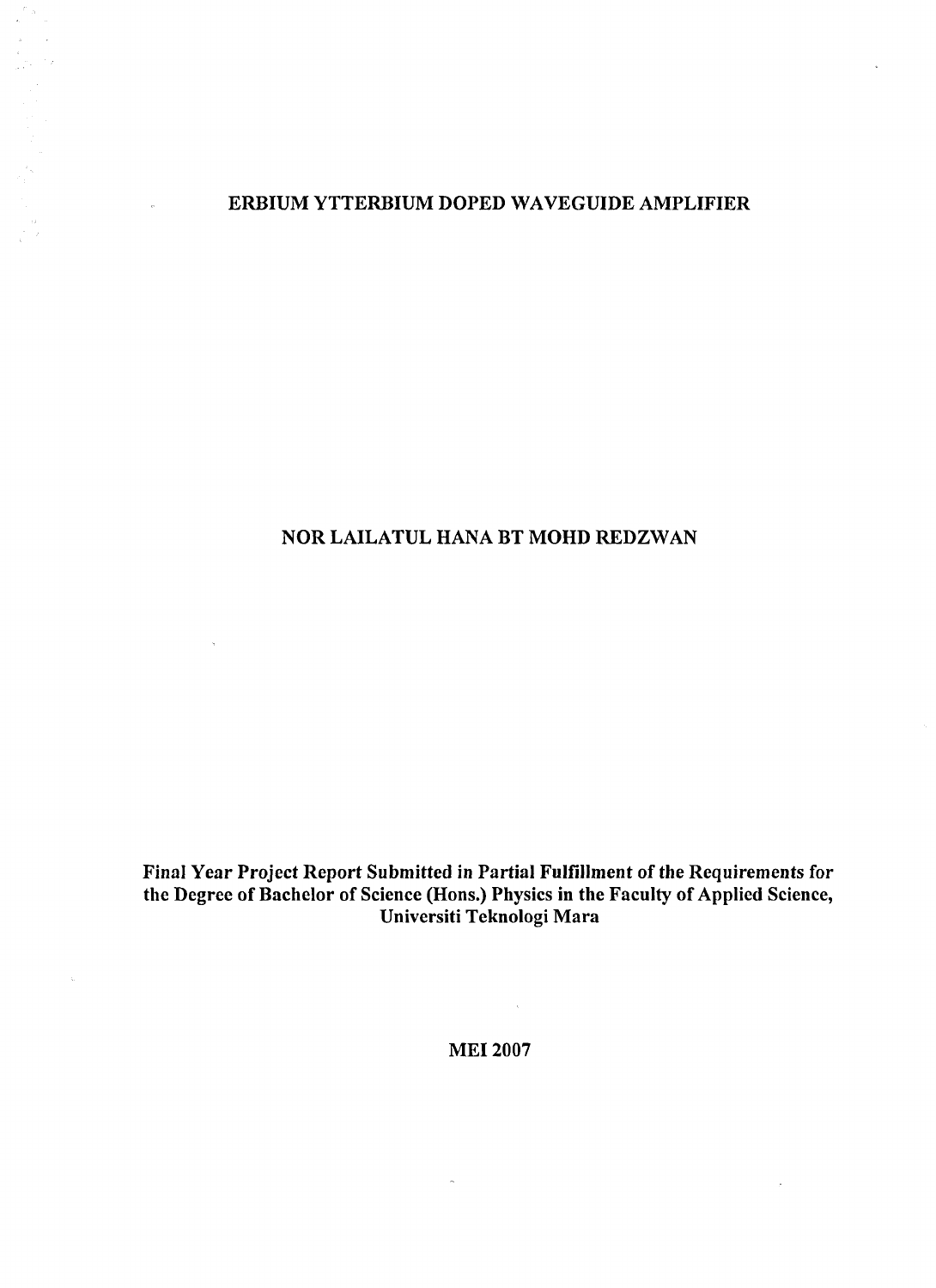# ERBIUM YTTERBIUM DOPED WAVEGUIDE AMPLIFIER

NOR LAILATUL HANA BT MOHD REDZWAN

**Final Year Project Report Submitted in Partial Fulfillment of the Requirements for the Degree of Bachelor of Science (Hons.) Physics in the Faculty of Applied Science, Universiti Teknologi Mara**

MEI 2007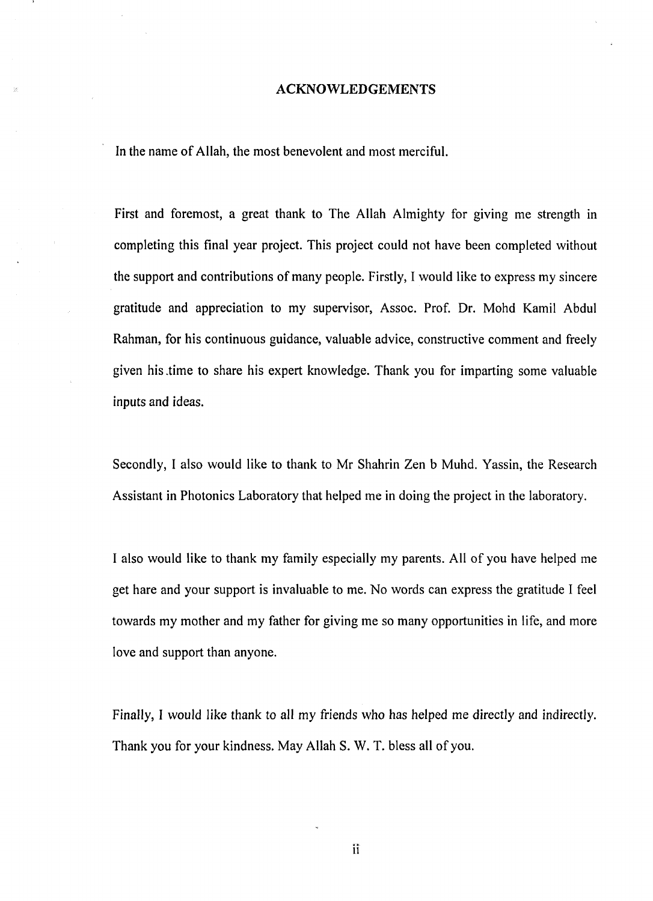# ACKNOWLEDGEMENTS

In the name of Allah, the most benevolent and most merciful.

First and foremost, a great thank to The Allah Almighty for giving me strength in completing this final year project. This project could not have been completed without the support and contributions of many people. Firstly, I would like to express my sincere gratitude and appreciation to my supervisor, Assoc. Prof. Dr. Mohd Kamil Abdul Rahman, for his continuous guidance, valuable advice, constructive comment and freely given his time to share his expert knowledge. Thank you for imparting some valuable inputs and ideas.

Secondly, I also would like to thank to Mr Shahrin Zen b Muhd. Yassin, the Research Assistant in Photonics Laboratory that helped me in doing the project in the laboratory.

I also would like to thank my family especially my parents. All of you have helped me get hare and your support is invaluable to me. No words can express the gratitude I feel towards my mother and my father for giving me so many opportunities in life, and more love and support than anyone.

Finally, I would like thank to all my friends who has helped me directly and indirectly. Thank you for your kindness. May Allah S. W. T. bless all of you.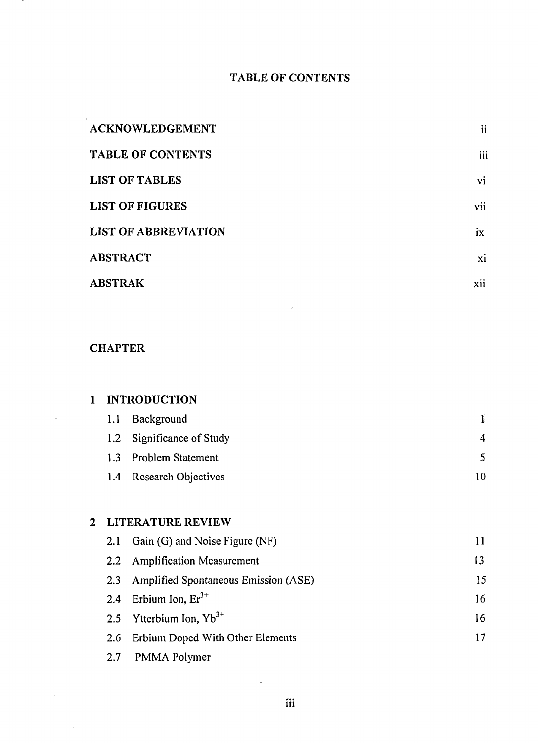# TABLE OF CONTENTS

| | |
|---|---|
| **ACKNOWLEDGEMENT** | ii |
| **TABLE OF CONTENTS** | iii |
| **LIST OF TABLES** | vi |
| **LIST OF FIGURES** | vii |
| **LIST OF ABBREVIATION** | ix |
| **ABSTRACT** | xi |
| **ABSTRAK** | xii |

**CHAPTER**

| | | |
|---|---|---|
| **1** | **INTRODUCTION** | |
| | 1.1 Background | 1 |
| | 1.2 Significance of Study | 4 |
| | 1.3 Problem Statement | 5 |
| | 1.4 Research Objectives | 10 |
| **2** | **LITERATURE REVIEW** | |
| | 2.1 Gain (G) and Noise Figure (NF) | 11 |
| | 2.2 Amplification Measurement | 13 |
| | 2.3 Amplified Spontaneous Emission (ASE) | 15 |
| | 2.4 Erbium Ion, $Er^{3+}$ | 16 |
| | 2.5 Ytterbium Ion, $Yb^{3+}$ | 16 |
| | 2.6 Erbium Doped With Other Elements | 17 |
| | 2.7 PMMA Polymer | |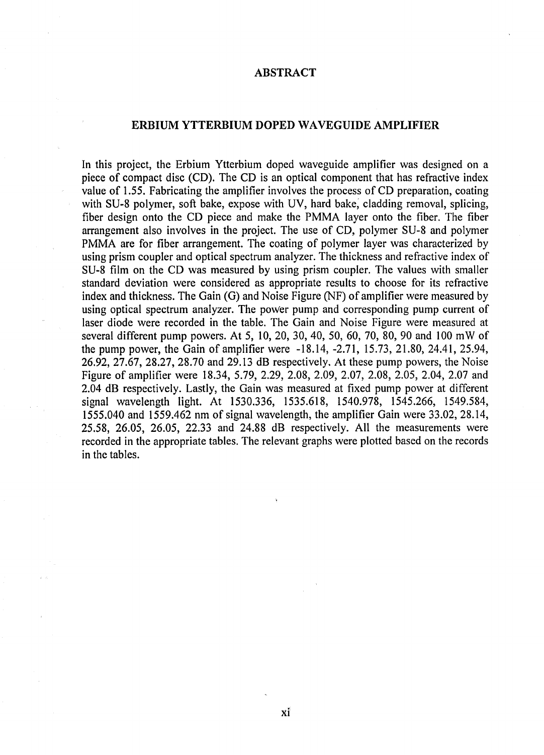# ABSTRACT

## ERBIUM YTTERBIUM DOPED WAVEGUIDE AMPLIFIER

In this project, the Erbium Ytterbium doped waveguide amplifier was designed on a piece of compact disc (CD). The CD is an optical component that has refractive index value of 1.55. Fabricating the amplifier involves the process of CD preparation, coating with SU-8 polymer, soft bake, expose with UV, hard bake, cladding removal, splicing, fiber design onto the CD piece and make the PMMA layer onto the fiber. The fiber arrangement also involves in the project. The use of CD, polymer SU-8 and polymer PMMA are for fiber arrangement. The coating of polymer layer was characterized by using prism coupler and optical spectrum analyzer. The thickness and refractive index of SU-8 film on the CD was measured by using prism coupler. The values with smaller standard deviation were considered as appropriate results to choose for its refractive index and thickness. The Gain (G) and Noise Figure (NF) of amplifier were measured by using optical spectrum analyzer. The power pump and corresponding pump current of laser diode were recorded in the table. The Gain and Noise Figure were measured at several different pump powers. At 5, 10, 20, 30, 40, 50, 60, 70, 80, 90 and 100 mW of the pump power, the Gain of amplifier were -18.14, -2.71, 15.73, 21.80, 24.41, 25.94, 26.92, 27.67, 28.27, 28.70 and 29.13 dB respectively. At these pump powers, the Noise Figure of amplifier were 18.34, 5.79, 2.29, 2.08, 2.09, 2.07, 2.08, 2.05, 2.04, 2.07 and 2.04 dB respectively. Lastly, the Gain was measured at fixed pump power at different signal wavelength light. At 1530.336, 1535.618, 1540.978, 1545.266, 1549.584, 1555.040 and 1559.462 nm of signal wavelength, the amplifier Gain were 33.02, 28.14, 25.58, 26.05, 26.05, 22.33 and 24.88 dB respectively. All the measurements were recorded in the appropriate tables. The relevant graphs were plotted based on the records in the tables.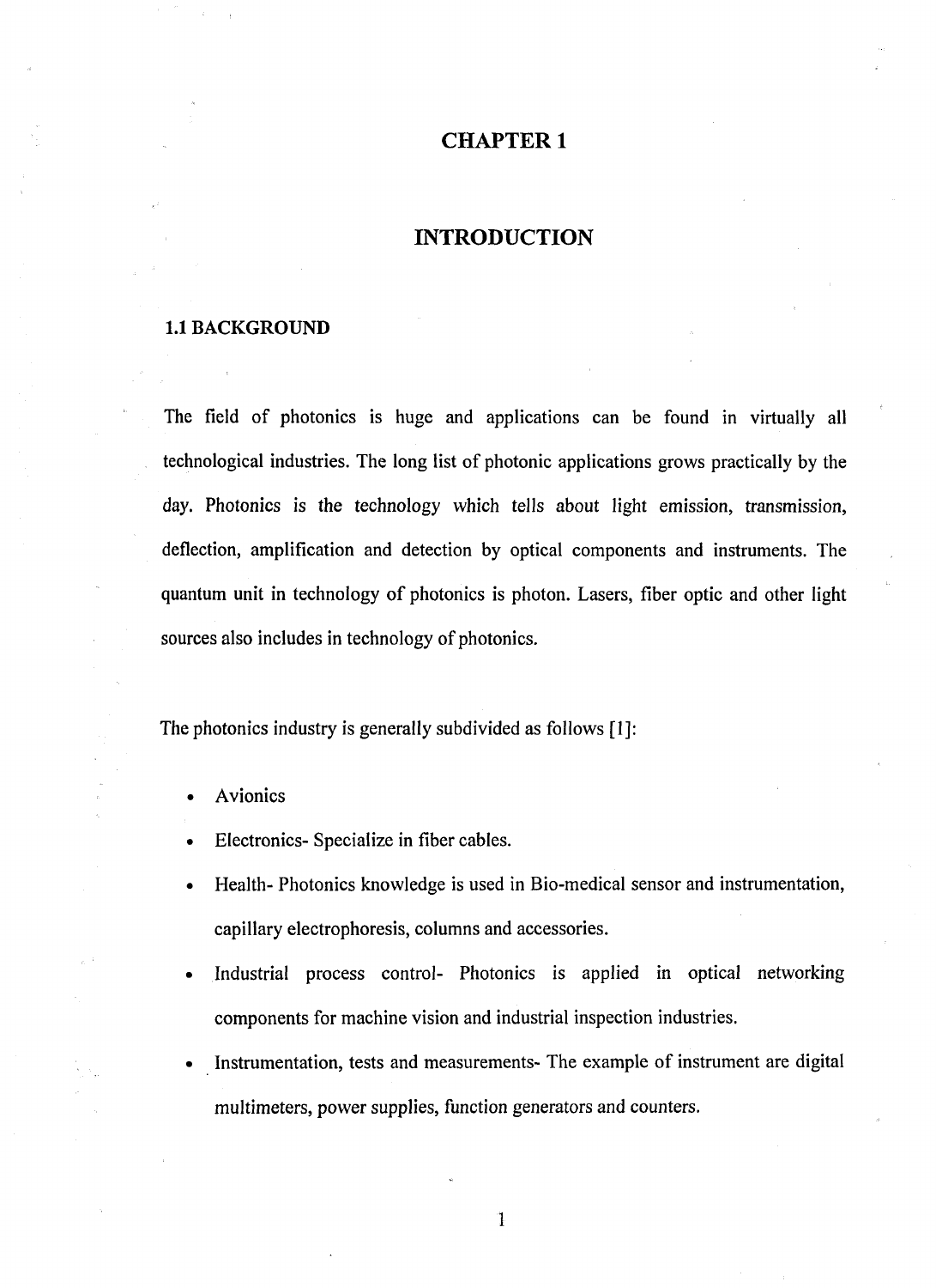# CHAPTER 1

# INTRODUCTION

## 1.1 BACKGROUND

The field of photonics is huge and applications can be found in virtually all technological industries. The long list of photonic applications grows practically by the day. Photonics is the technology which tells about light emission, transmission, deflection, amplification and detection by optical components and instruments. The quantum unit in technology of photonics is photon. Lasers, fiber optic and other light sources also includes in technology of photonics.

The photonics industry is generally subdivided as follows [1]:

- Avionics
- Electronics- Specialize in fiber cables.
- Health- Photonics knowledge is used in Bio-medical sensor and instrumentation, capillary electrophoresis, columns and accessories.
- Industrial process control- Photonics is applied in optical networking components for machine vision and industrial inspection industries.
- Instrumentation, tests and measurements- The example of instrument are digital multimeters, power supplies, function generators and counters.